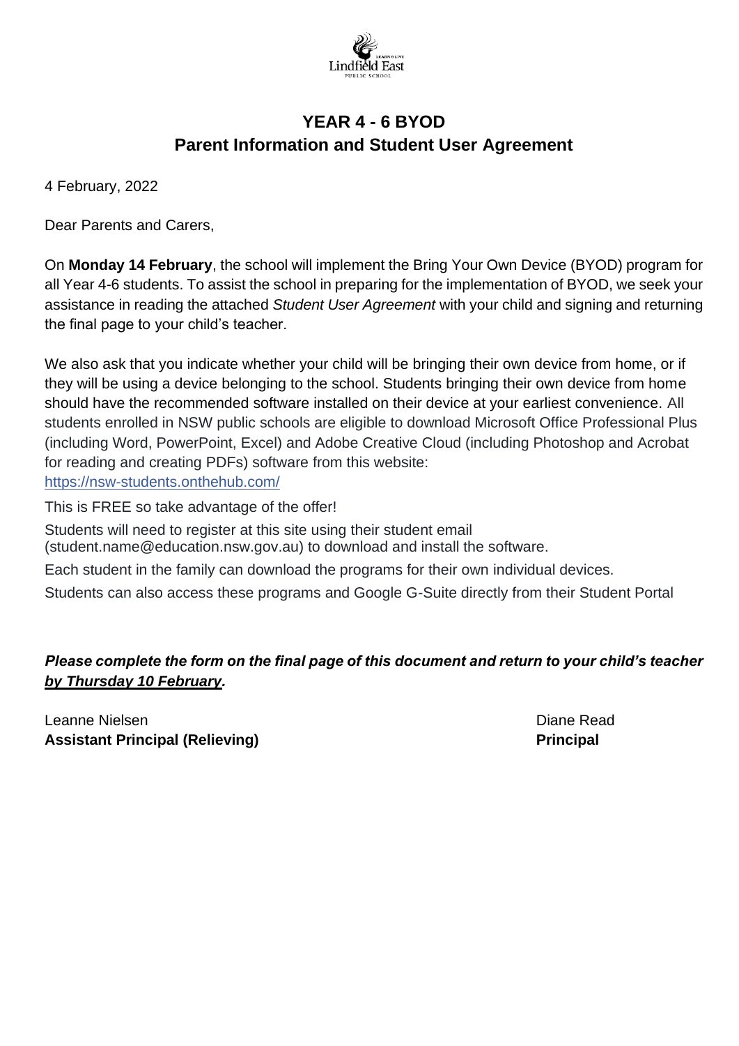# YEAR 4 - 6 BYOD
## Parent Information and Student User Agreement

4 February, 2022

Dear Parents and Carers,

On **Monday 14 February**, the school will implement the Bring Your Own Device (BYOD) program for all Year 4-6 students. To assist the school in preparing for the implementation of BYOD, we seek your assistance in reading the attached *Student User Agreement* with your child and signing and returning the final page to your child's teacher.

We also ask that you indicate whether your child will be bringing their own device from home, or if they will be using a device belonging to the school. Students bringing their own device from home should have the recommended software installed on their device at your earliest convenience. All students enrolled in NSW public schools are eligible to download Microsoft Office Professional Plus (including Word, PowerPoint, Excel) and Adobe Creative Cloud (including Photoshop and Acrobat for reading and creating PDFs) software from this website:
https://nsw-students.onthehub.com/

This is FREE so take advantage of the offer!

Students will need to register at this site using their student email (student.name@education.nsw.gov.au) to download and install the software.

Each student in the family can download the programs for their own individual devices.

Students can also access these programs and Google G-Suite directly from their Student Portal

***Please complete the form on the final page of this document and return to your child's teacher <u>by Thursday 10 February</u>.***

Leanne Nielsen
**Assistant Principal (Relieving)**

Diane Read
**Principal**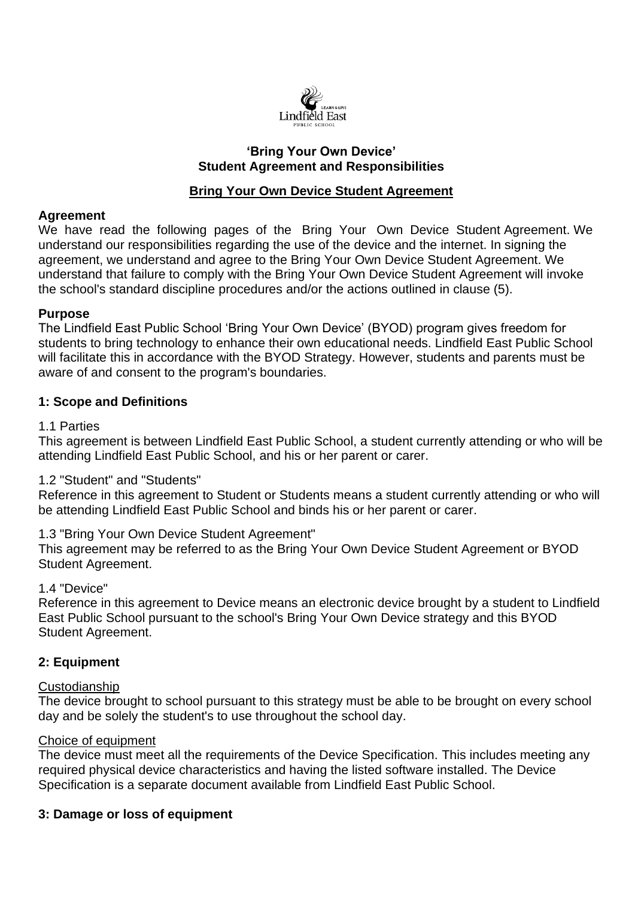**'Bring Your Own Device'**
**Student Agreement and Responsibilities**

## Bring Your Own Device Student Agreement

**Agreement**

We have read the following pages of the Bring Your Own Device Student Agreement. We understand our responsibilities regarding the use of the device and the internet. In signing the agreement, we understand and agree to the Bring Your Own Device Student Agreement. We understand that failure to comply with the Bring Your Own Device Student Agreement will invoke the school's standard discipline procedures and/or the actions outlined in clause (5).

**Purpose**

The Lindfield East Public School 'Bring Your Own Device' (BYOD) program gives freedom for students to bring technology to enhance their own educational needs. Lindfield East Public School will facilitate this in accordance with the BYOD Strategy. However, students and parents must be aware of and consent to the program's boundaries.

### 1: Scope and Definitions

1.1 Parties

This agreement is between Lindfield East Public School, a student currently attending or who will be attending Lindfield East Public School, and his or her parent or carer.

1.2 "Student" and "Students"

Reference in this agreement to Student or Students means a student currently attending or who will be attending Lindfield East Public School and binds his or her parent or carer.

1.3 "Bring Your Own Device Student Agreement"

This agreement may be referred to as the Bring Your Own Device Student Agreement or BYOD Student Agreement.

1.4 "Device"

Reference in this agreement to Device means an electronic device brought by a student to Lindfield East Public School pursuant to the school's Bring Your Own Device strategy and this BYOD Student Agreement.

### 2: Equipment

Custodianship

The device brought to school pursuant to this strategy must be able to be brought on every school day and be solely the student's to use throughout the school day.

Choice of equipment

The device must meet all the requirements of the Device Specification. This includes meeting any required physical device characteristics and having the listed software installed. The Device Specification is a separate document available from Lindfield East Public School.

### 3: Damage or loss of equipment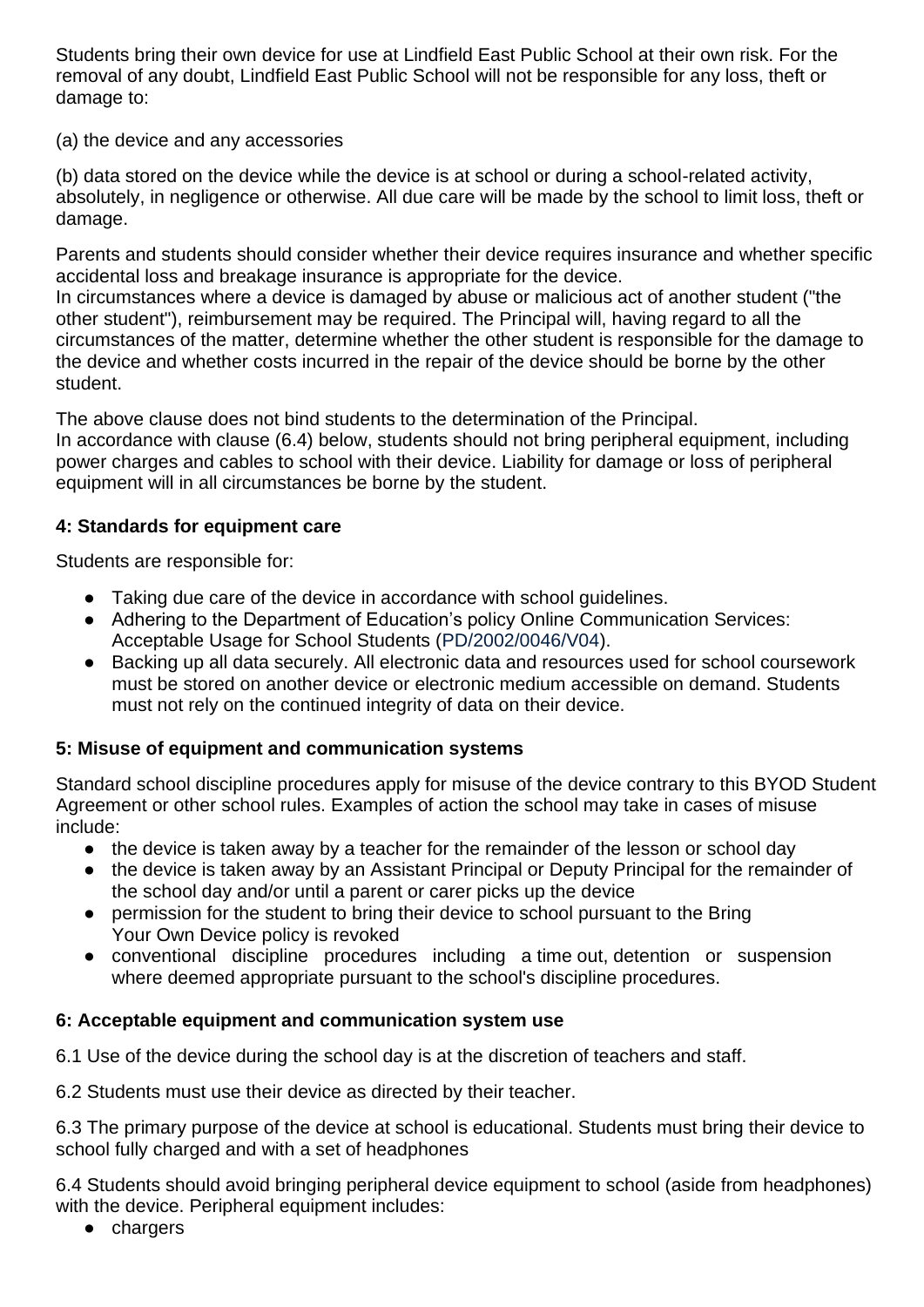Students bring their own device for use at Lindfield East Public School at their own risk. For the removal of any doubt, Lindfield East Public School will not be responsible for any loss, theft or damage to:

(a) the device and any accessories

(b) data stored on the device while the device is at school or during a school-related activity, absolutely, in negligence or otherwise. All due care will be made by the school to limit loss, theft or damage.

Parents and students should consider whether their device requires insurance and whether specific accidental loss and breakage insurance is appropriate for the device.
In circumstances where a device is damaged by abuse or malicious act of another student ("the other student"), reimbursement may be required. The Principal will, having regard to all the circumstances of the matter, determine whether the other student is responsible for the damage to the device and whether costs incurred in the repair of the device should be borne by the other student.

The above clause does not bind students to the determination of the Principal.
In accordance with clause (6.4) below, students should not bring peripheral equipment, including power charges and cables to school with their device. Liability for damage or loss of peripheral equipment will in all circumstances be borne by the student.

### 4: Standards for equipment care

Students are responsible for:

- Taking due care of the device in accordance with school guidelines.
- Adhering to the Department of Education's policy Online Communication Services: Acceptable Usage for School Students (PD/2002/0046/V04).
- Backing up all data securely. All electronic data and resources used for school coursework must be stored on another device or electronic medium accessible on demand. Students must not rely on the continued integrity of data on their device.

### 5: Misuse of equipment and communication systems

Standard school discipline procedures apply for misuse of the device contrary to this BYOD Student Agreement or other school rules. Examples of action the school may take in cases of misuse include:

- the device is taken away by a teacher for the remainder of the lesson or school day
- the device is taken away by an Assistant Principal or Deputy Principal for the remainder of the school day and/or until a parent or carer picks up the device
- permission for the student to bring their device to school pursuant to the Bring Your Own Device policy is revoked
- conventional discipline procedures including a time out, detention or suspension where deemed appropriate pursuant to the school's discipline procedures.

### 6: Acceptable equipment and communication system use

6.1 Use of the device during the school day is at the discretion of teachers and staff.

6.2 Students must use their device as directed by their teacher.

6.3 The primary purpose of the device at school is educational. Students must bring their device to school fully charged and with a set of headphones

6.4 Students should avoid bringing peripheral device equipment to school (aside from headphones) with the device. Peripheral equipment includes:

- chargers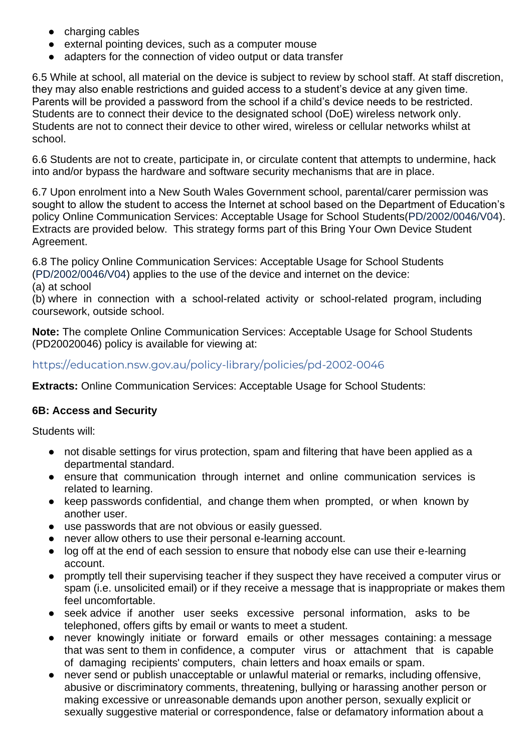- charging cables
- external pointing devices, such as a computer mouse
- adapters for the connection of video output or data transfer

6.5 While at school, all material on the device is subject to review by school staff. At staff discretion, they may also enable restrictions and guided access to a student's device at any given time. Parents will be provided a password from the school if a child's device needs to be restricted. Students are to connect their device to the designated school (DoE) wireless network only. Students are not to connect their device to other wired, wireless or cellular networks whilst at school.

6.6 Students are not to create, participate in, or circulate content that attempts to undermine, hack into and/or bypass the hardware and software security mechanisms that are in place.

6.7 Upon enrolment into a New South Wales Government school, parental/carer permission was sought to allow the student to access the Internet at school based on the Department of Education's policy Online Communication Services: Acceptable Usage for School Students(PD/2002/0046/V04). Extracts are provided below. This strategy forms part of this Bring Your Own Device Student Agreement.

6.8 The policy Online Communication Services: Acceptable Usage for School Students (PD/2002/0046/V04) applies to the use of the device and internet on the device:
(a) at school
(b) where in connection with a school-related activity or school-related program, including coursework, outside school.

**Note:** The complete Online Communication Services: Acceptable Usage for School Students (PD20020046) policy is available for viewing at:

https://education.nsw.gov.au/policy-library/policies/pd-2002-0046

**Extracts:** Online Communication Services: Acceptable Usage for School Students:

**6B: Access and Security**

Students will:

- not disable settings for virus protection, spam and filtering that have been applied as a departmental standard.
- ensure that communication through internet and online communication services is related to learning.
- keep passwords confidential, and change them when prompted, or when known by another user.
- use passwords that are not obvious or easily guessed.
- never allow others to use their personal e-learning account.
- log off at the end of each session to ensure that nobody else can use their e-learning account.
- promptly tell their supervising teacher if they suspect they have received a computer virus or spam (i.e. unsolicited email) or if they receive a message that is inappropriate or makes them feel uncomfortable.
- seek advice if another user seeks excessive personal information, asks to be telephoned, offers gifts by email or wants to meet a student.
- never knowingly initiate or forward emails or other messages containing: a message that was sent to them in confidence, a computer virus or attachment that is capable of damaging recipients' computers, chain letters and hoax emails or spam.
- never send or publish unacceptable or unlawful material or remarks, including offensive, abusive or discriminatory comments, threatening, bullying or harassing another person or making excessive or unreasonable demands upon another person, sexually explicit or sexually suggestive material or correspondence, false or defamatory information about a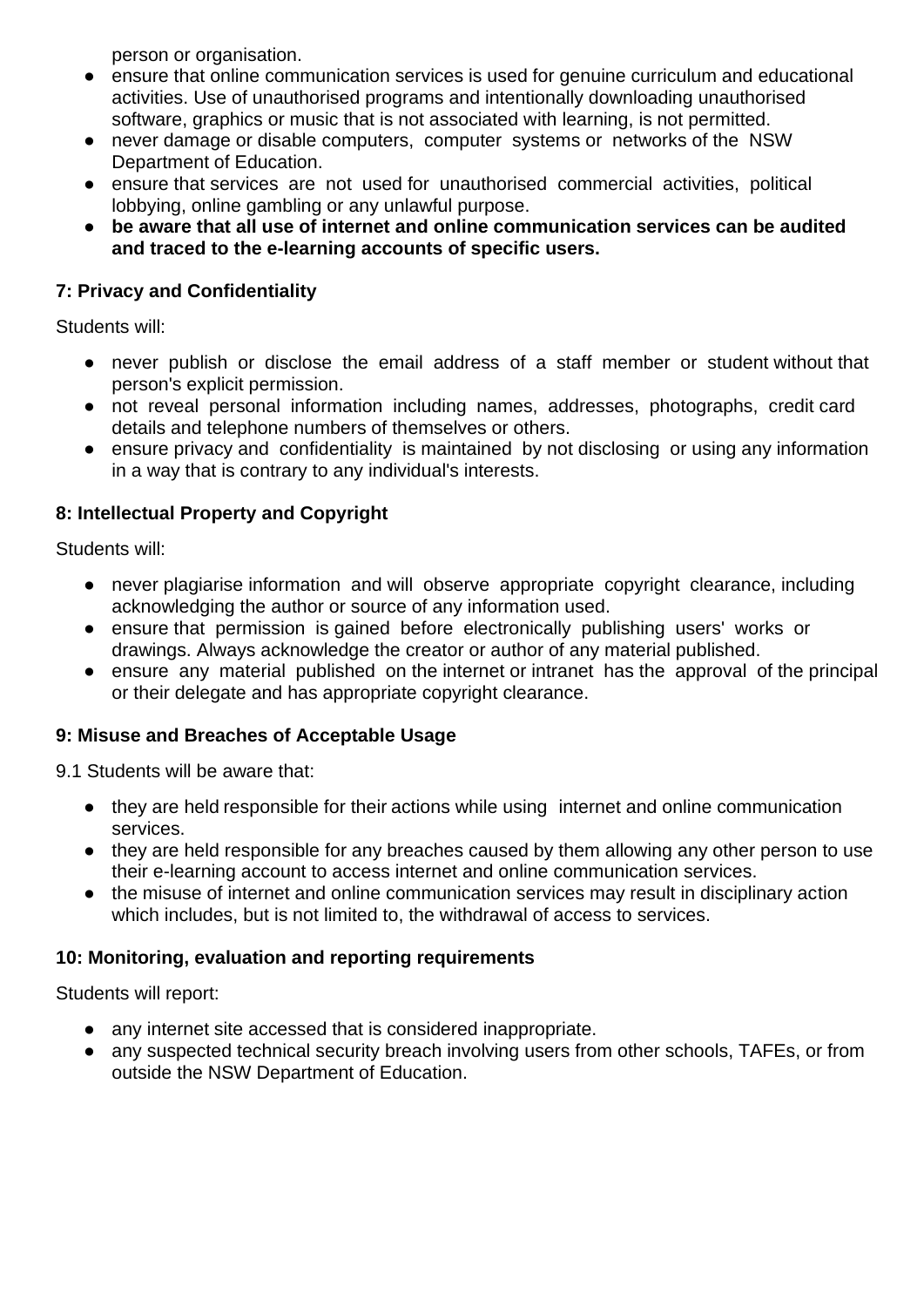person or organisation.

- ensure that online communication services is used for genuine curriculum and educational activities. Use of unauthorised programs and intentionally downloading unauthorised software, graphics or music that is not associated with learning, is not permitted.
- never damage or disable computers, computer systems or networks of the NSW Department of Education.
- ensure that services are not used for unauthorised commercial activities, political lobbying, online gambling or any unlawful purpose.
- **be aware that all use of internet and online communication services can be audited and traced to the e-learning accounts of specific users.**

### 7: Privacy and Confidentiality

Students will:

- never publish or disclose the email address of a staff member or student without that person's explicit permission.
- not reveal personal information including names, addresses, photographs, credit card details and telephone numbers of themselves or others.
- ensure privacy and confidentiality is maintained by not disclosing or using any information in a way that is contrary to any individual's interests.

### 8: Intellectual Property and Copyright

Students will:

- never plagiarise information and will observe appropriate copyright clearance, including acknowledging the author or source of any information used.
- ensure that permission is gained before electronically publishing users' works or drawings. Always acknowledge the creator or author of any material published.
- ensure any material published on the internet or intranet has the approval of the principal or their delegate and has appropriate copyright clearance.

### 9: Misuse and Breaches of Acceptable Usage

9.1 Students will be aware that:

- they are held responsible for their actions while using internet and online communication services.
- they are held responsible for any breaches caused by them allowing any other person to use their e-learning account to access internet and online communication services.
- the misuse of internet and online communication services may result in disciplinary action which includes, but is not limited to, the withdrawal of access to services.

### 10: Monitoring, evaluation and reporting requirements

Students will report:

- any internet site accessed that is considered inappropriate.
- any suspected technical security breach involving users from other schools, TAFEs, or from outside the NSW Department of Education.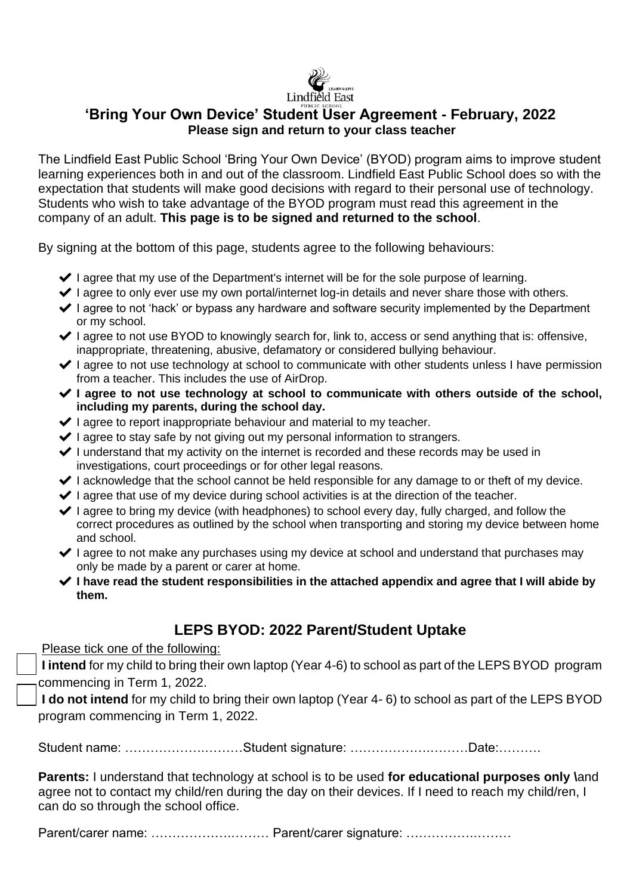Lindfield East PUBLIC SCHOOL LEARN & LIVE

## 'Bring Your Own Device' Student User Agreement - February, 2022

**Please sign and return to your class teacher**

The Lindfield East Public School 'Bring Your Own Device' (BYOD) program aims to improve student learning experiences both in and out of the classroom. Lindfield East Public School does so with the expectation that students will make good decisions with regard to their personal use of technology. Students who wish to take advantage of the BYOD program must read this agreement in the company of an adult. **This page is to be signed and returned to the school**.

By signing at the bottom of this page, students agree to the following behaviours:

- ✔ I agree that my use of the Department's internet will be for the sole purpose of learning.
- ✔ I agree to only ever use my own portal/internet log-in details and never share those with others.
- ✔ I agree to not 'hack' or bypass any hardware and software security implemented by the Department or my school.
- ✔ I agree to not use BYOD to knowingly search for, link to, access or send anything that is: offensive, inappropriate, threatening, abusive, defamatory or considered bullying behaviour.
- ✔ I agree to not use technology at school to communicate with other students unless I have permission from a teacher. This includes the use of AirDrop.
- ✔ **I agree to not use technology at school to communicate with others outside of the school, including my parents, during the school day.**
- ✔ I agree to report inappropriate behaviour and material to my teacher.
- ✔ I agree to stay safe by not giving out my personal information to strangers.
- ✔ I understand that my activity on the internet is recorded and these records may be used in investigations, court proceedings or for other legal reasons.
- ✔ I acknowledge that the school cannot be held responsible for any damage to or theft of my device.
- ✔ I agree that use of my device during school activities is at the direction of the teacher.
- ✔ I agree to bring my device (with headphones) to school every day, fully charged, and follow the correct procedures as outlined by the school when transporting and storing my device between home and school.
- ✔ I agree to not make any purchases using my device at school and understand that purchases may only be made by a parent or carer at home.
- ✔ **I have read the student responsibilities in the attached appendix and agree that I will abide by them.**

## LEPS BYOD: 2022 Parent/Student Uptake

Please tick one of the following:

☐ **I intend** for my child to bring their own laptop (Year 4-6) to school as part of the LEPS BYOD program commencing in Term 1, 2022.

☐ **I do not intend** for my child to bring their own laptop (Year 4- 6) to school as part of the LEPS BYOD program commencing in Term 1, 2022.

Student name: ……………….………Student signature: ……………….………Date:……….

**Parents:** I understand that technology at school is to be used **for educational purposes only \\**and agree not to contact my child/ren during the day on their devices. If I need to reach my child/ren, I can do so through the school office.

Parent/carer name: ……………….……… Parent/carer signature: …………….………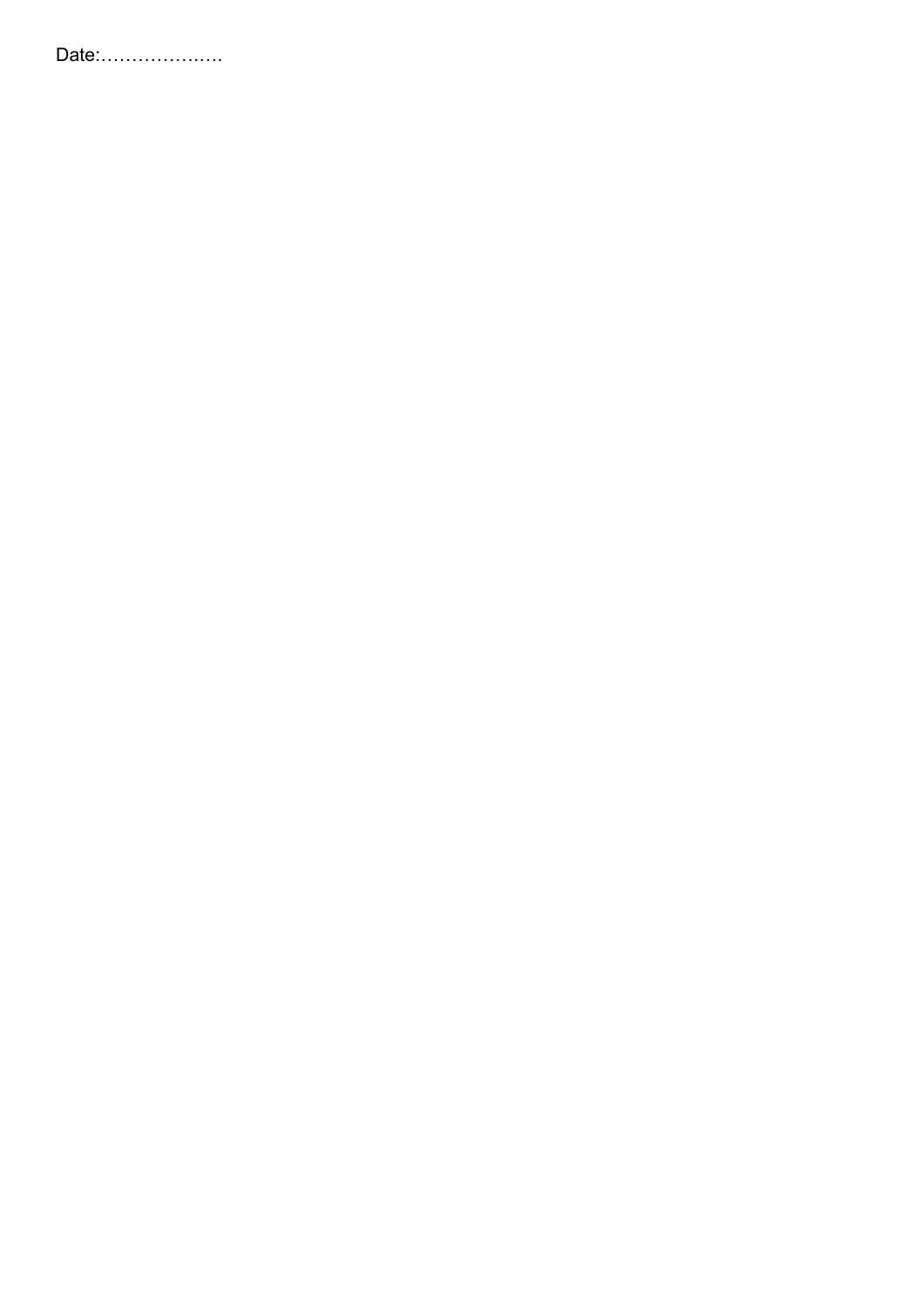Date:……………….…